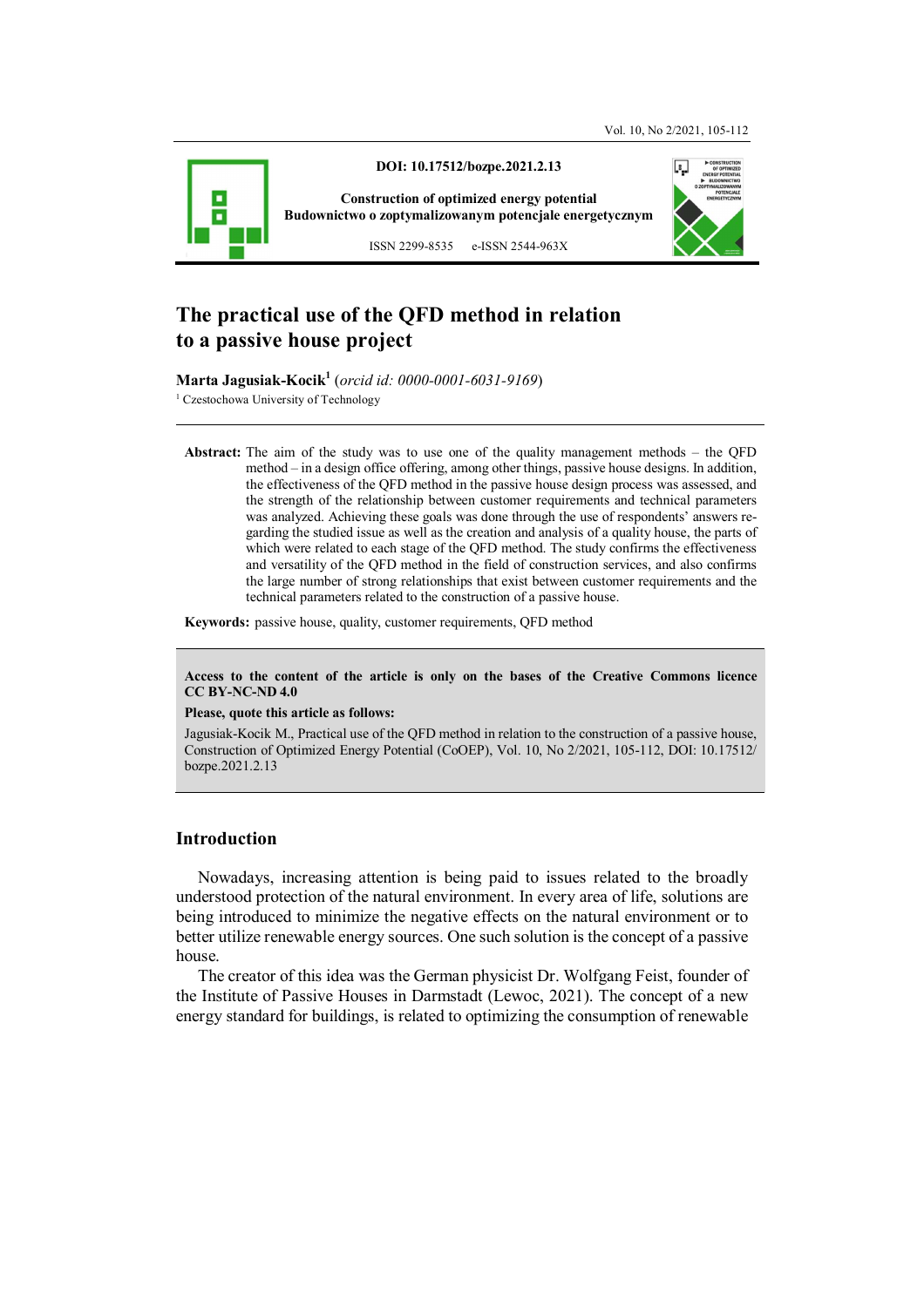DOI: 10.17512/bozpe.2021.2.13

Construction of optimized energy potential
Budownictwo o zoptymalizowanym potencjale energetycznym

ISSN 2299-8535 e-ISSN 2544-963X

# The practical use of the QFD method in relation to a passive house project

**Marta Jagusiak-Kocik**[1] (*orcid id: 0000-0001-6031-9169*)

[1] Czestochowa University of Technology

**Abstract:** The aim of the study was to use one of the quality management methods – the QFD method – in a design office offering, among other things, passive house designs. In addition, the effectiveness of the QFD method in the passive house design process was assessed, and the strength of the relationship between customer requirements and technical parameters was analyzed. Achieving these goals was done through the use of respondents' answers regarding the studied issue as well as the creation and analysis of a quality house, the parts of which were related to each stage of the QFD method. The study confirms the effectiveness and versatility of the QFD method in the field of construction services, and also confirms the large number of strong relationships that exist between customer requirements and the technical parameters related to the construction of a passive house.

**Keywords:** passive house, quality, customer requirements, QFD method

**Access to the content of the article is only on the bases of the Creative Commons licence CC BY-NC-ND 4.0**

**Please, quote this article as follows:**

Jagusiak-Kocik M., Practical use of the QFD method in relation to the construction of a passive house, Construction of Optimized Energy Potential (CoOEP), Vol. 10, No 2/2021, 105-112, DOI: 10.17512/bozpe.2021.2.13

## Introduction

Nowadays, increasing attention is being paid to issues related to the broadly understood protection of the natural environment. In every area of life, solutions are being introduced to minimize the negative effects on the natural environment or to better utilize renewable energy sources. One such solution is the concept of a passive house.

The creator of this idea was the German physicist Dr. Wolfgang Feist, founder of the Institute of Passive Houses in Darmstadt (Lewoc, 2021). The concept of a new energy standard for buildings, is related to optimizing the consumption of renewable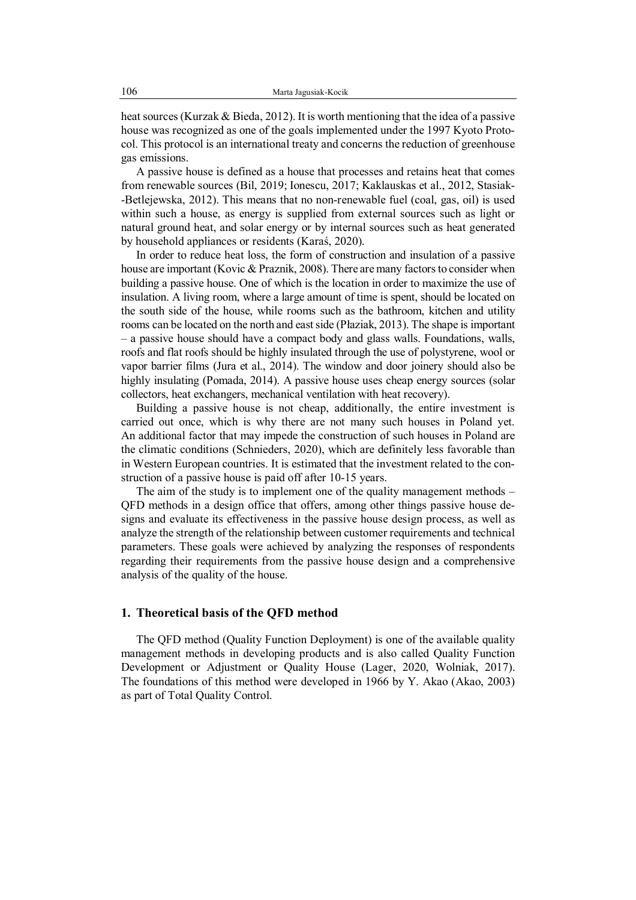heat sources (Kurzak & Bieda, 2012). It is worth mentioning that the idea of a passive house was recognized as one of the goals implemented under the 1997 Kyoto Protocol. This protocol is an international treaty and concerns the reduction of greenhouse gas emissions.

A passive house is defined as a house that processes and retains heat that comes from renewable sources (Bil, 2019; Ionescu, 2017; Kaklauskas et al., 2012, Stasiak-Betlejewska, 2012). This means that no non-renewable fuel (coal, gas, oil) is used within such a house, as energy is supplied from external sources such as light or natural ground heat, and solar energy or by internal sources such as heat generated by household appliances or residents (Karaś, 2020).

In order to reduce heat loss, the form of construction and insulation of a passive house are important (Kovic & Praznik, 2008). There are many factors to consider when building a passive house. One of which is the location in order to maximize the use of insulation. A living room, where a large amount of time is spent, should be located on the south side of the house, while rooms such as the bathroom, kitchen and utility rooms can be located on the north and east side (Płaziak, 2013). The shape is important – a passive house should have a compact body and glass walls. Foundations, walls, roofs and flat roofs should be highly insulated through the use of polystyrene, wool or vapor barrier films (Jura et al., 2014). The window and door joinery should also be highly insulating (Pomada, 2014). A passive house uses cheap energy sources (solar collectors, heat exchangers, mechanical ventilation with heat recovery).

Building a passive house is not cheap, additionally, the entire investment is carried out once, which is why there are not many such houses in Poland yet. An additional factor that may impede the construction of such houses in Poland are the climatic conditions (Schnieders, 2020), which are definitely less favorable than in Western European countries. It is estimated that the investment related to the construction of a passive house is paid off after 10-15 years.

The aim of the study is to implement one of the quality management methods – QFD methods in a design office that offers, among other things passive house designs and evaluate its effectiveness in the passive house design process, as well as analyze the strength of the relationship between customer requirements and technical parameters. These goals were achieved by analyzing the responses of respondents regarding their requirements from the passive house design and a comprehensive analysis of the quality of the house.

## 1. Theoretical basis of the QFD method

The QFD method (Quality Function Deployment) is one of the available quality management methods in developing products and is also called Quality Function Development or Adjustment or Quality House (Lager, 2020, Wolniak, 2017). The foundations of this method were developed in 1966 by Y. Akao (Akao, 2003) as part of Total Quality Control.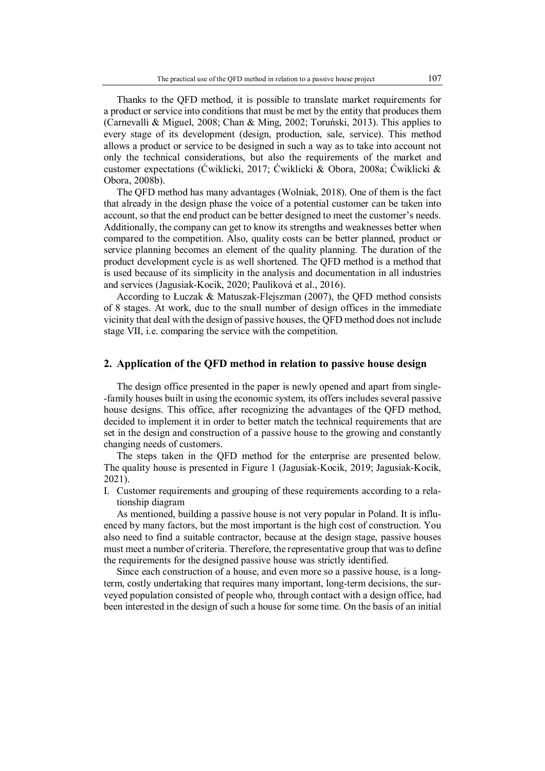Thanks to the QFD method, it is possible to translate market requirements for a product or service into conditions that must be met by the entity that produces them (Carnevalli & Miguel, 2008; Chan & Ming, 2002; Toruński, 2013). This applies to every stage of its development (design, production, sale, service). This method allows a product or service to be designed in such a way as to take into account not only the technical considerations, but also the requirements of the market and customer expectations (Ćwiklicki, 2017; Ćwiklicki & Obora, 2008a; Ćwiklicki & Obora, 2008b).

The QFD method has many advantages (Wolniak, 2018). One of them is the fact that already in the design phase the voice of a potential customer can be taken into account, so that the end product can be better designed to meet the customer's needs. Additionally, the company can get to know its strengths and weaknesses better when compared to the competition. Also, quality costs can be better planned, product or service planning becomes an element of the quality planning. The duration of the product development cycle is as well shortened. The QFD method is a method that is used because of its simplicity in the analysis and documentation in all industries and services (Jagusiak-Kocik, 2020; Pauliková et al., 2016).

According to Łuczak & Matuszak-Flejszman (2007), the QFD method consists of 8 stages. At work, due to the small number of design offices in the immediate vicinity that deal with the design of passive houses, the QFD method does not include stage VII, i.e. comparing the service with the competition.

## 2. Application of the QFD method in relation to passive house design

The design office presented in the paper is newly opened and apart from single-family houses built in using the economic system, its offers includes several passive house designs. This office, after recognizing the advantages of the QFD method, decided to implement it in order to better match the technical requirements that are set in the design and construction of a passive house to the growing and constantly changing needs of customers.

The steps taken in the QFD method for the enterprise are presented below. The quality house is presented in Figure 1 (Jagusiak-Kocik, 2019; Jagusiak-Kocik, 2021).

I. Customer requirements and grouping of these requirements according to a relationship diagram

As mentioned, building a passive house is not very popular in Poland. It is influenced by many factors, but the most important is the high cost of construction. You also need to find a suitable contractor, because at the design stage, passive houses must meet a number of criteria. Therefore, the representative group that was to define the requirements for the designed passive house was strictly identified.

Since each construction of a house, and even more so a passive house, is a long-term, costly undertaking that requires many important, long-term decisions, the surveyed population consisted of people who, through contact with a design office, had been interested in the design of such a house for some time. On the basis of an initial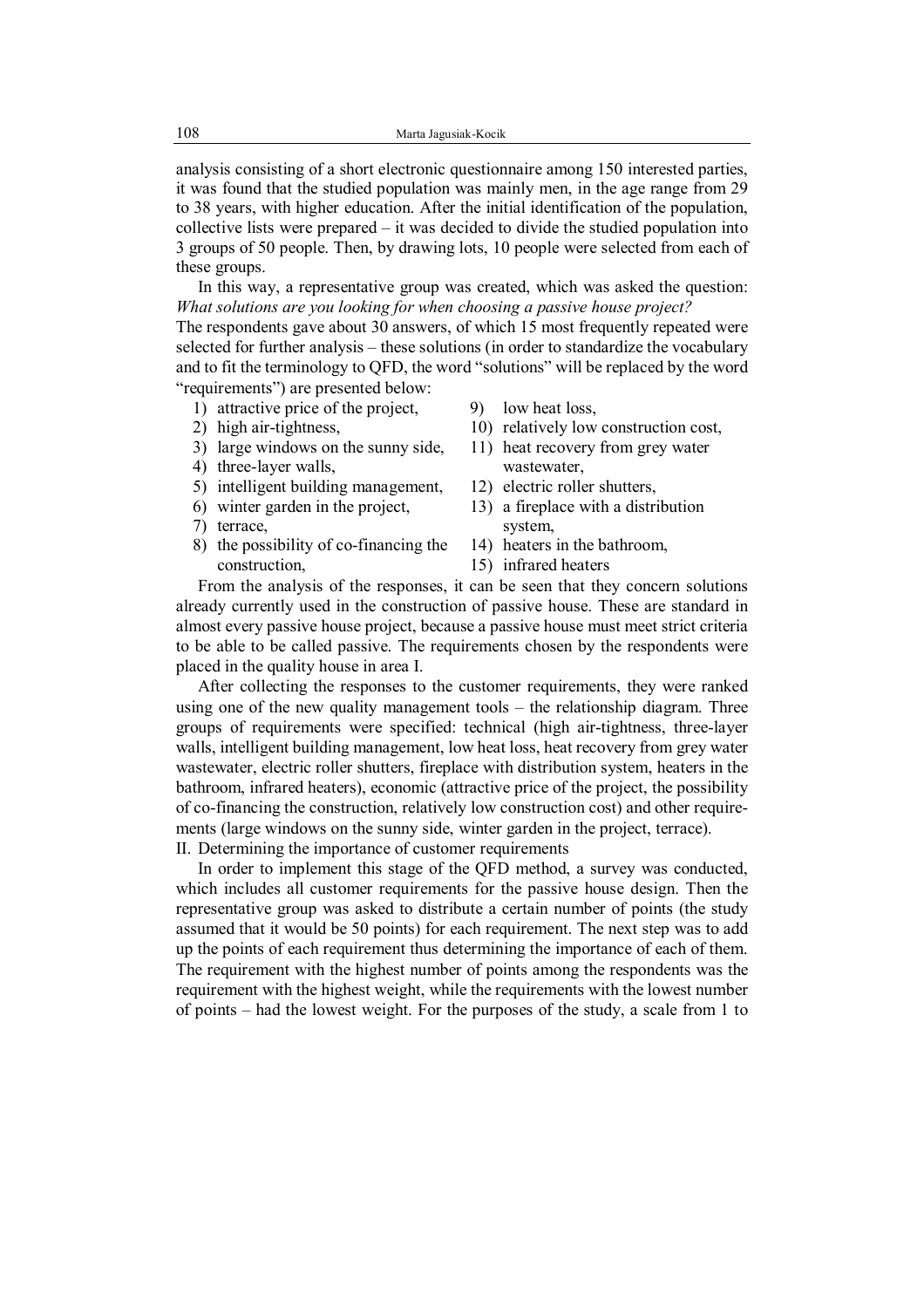analysis consisting of a short electronic questionnaire among 150 interested parties, it was found that the studied population was mainly men, in the age range from 29 to 38 years, with higher education. After the initial identification of the population, collective lists were prepared – it was decided to divide the studied population into 3 groups of 50 people. Then, by drawing lots, 10 people were selected from each of these groups.

In this way, a representative group was created, which was asked the question: *What solutions are you looking for when choosing a passive house project?* The respondents gave about 30 answers, of which 15 most frequently repeated were selected for further analysis – these solutions (in order to standardize the vocabulary and to fit the terminology to QFD, the word "solutions" will be replaced by the word "requirements") are presented below:

1) attractive price of the project,
2) high air-tightness,
3) large windows on the sunny side,
4) three-layer walls,
5) intelligent building management,
6) winter garden in the project,
7) terrace,
8) the possibility of co-financing the construction,
9) low heat loss,
10) relatively low construction cost,
11) heat recovery from grey water wastewater,
12) electric roller shutters,
13) a fireplace with a distribution system,
14) heaters in the bathroom,
15) infrared heaters

From the analysis of the responses, it can be seen that they concern solutions already currently used in the construction of passive house. These are standard in almost every passive house project, because a passive house must meet strict criteria to be able to be called passive. The requirements chosen by the respondents were placed in the quality house in area I.

After collecting the responses to the customer requirements, they were ranked using one of the new quality management tools – the relationship diagram. Three groups of requirements were specified: technical (high air-tightness, three-layer walls, intelligent building management, low heat loss, heat recovery from grey water wastewater, electric roller shutters, fireplace with distribution system, heaters in the bathroom, infrared heaters), economic (attractive price of the project, the possibility of co-financing the construction, relatively low construction cost) and other requirements (large windows on the sunny side, winter garden in the project, terrace).

II. Determining the importance of customer requirements

In order to implement this stage of the QFD method, a survey was conducted, which includes all customer requirements for the passive house design. Then the representative group was asked to distribute a certain number of points (the study assumed that it would be 50 points) for each requirement. The next step was to add up the points of each requirement thus determining the importance of each of them. The requirement with the highest number of points among the respondents was the requirement with the highest weight, while the requirements with the lowest number of points – had the lowest weight. For the purposes of the study, a scale from 1 to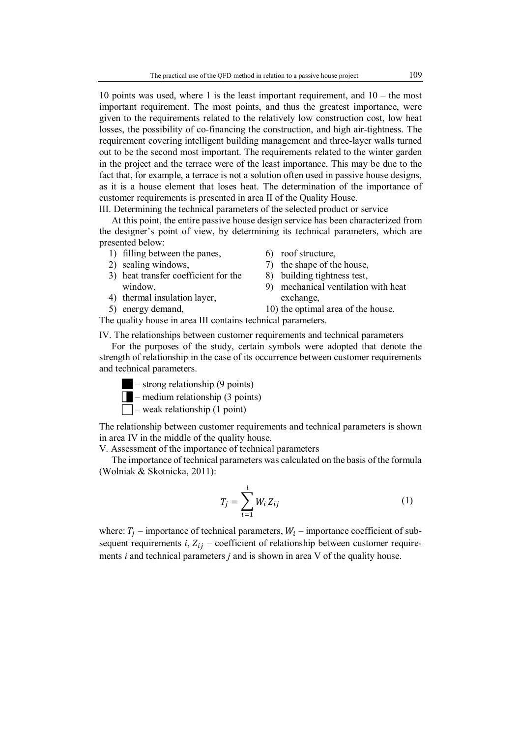10 points was used, where 1 is the least important requirement, and 10 – the most important requirement. The most points, and thus the greatest importance, were given to the requirements related to the relatively low construction cost, low heat losses, the possibility of co-financing the construction, and high air-tightness. The requirement covering intelligent building management and three-layer walls turned out to be the second most important. The requirements related to the winter garden in the project and the terrace were of the least importance. This may be due to the fact that, for example, a terrace is not a solution often used in passive house designs, as it is a house element that loses heat. The determination of the importance of customer requirements is presented in area II of the Quality House.

III. Determining the technical parameters of the selected product or service

At this point, the entire passive house design service has been characterized from the designer's point of view, by determining its technical parameters, which are presented below:

1) filling between the panes,
2) sealing windows,
3) heat transfer coefficient for the window,
4) thermal insulation layer,
5) energy demand,
6) roof structure,
7) the shape of the house,
8) building tightness test,
9) mechanical ventilation with heat exchange,
10) the optimal area of the house.

The quality house in area III contains technical parameters.

IV. The relationships between customer requirements and technical parameters

For the purposes of the study, certain symbols were adopted that denote the strength of relationship in the case of its occurrence between customer requirements and technical parameters.

- ■ – strong relationship (9 points)
- ◧ – medium relationship (3 points)
- □ – weak relationship (1 point)

The relationship between customer requirements and technical parameters is shown in area IV in the middle of the quality house.

V. Assessment of the importance of technical parameters

The importance of technical parameters was calculated on the basis of the formula (Wolniak & Skotnicka, 2011):

$$T_j = \sum_{i=1}^{l} W_i Z_{ij} \tag{1}$$

where: $T_j$ – importance of technical parameters, $W_i$ – importance coefficient of subsequent requirements $i$, $Z_{ij}$ – coefficient of relationship between customer requirements $i$ and technical parameters $j$ and is shown in area V of the quality house.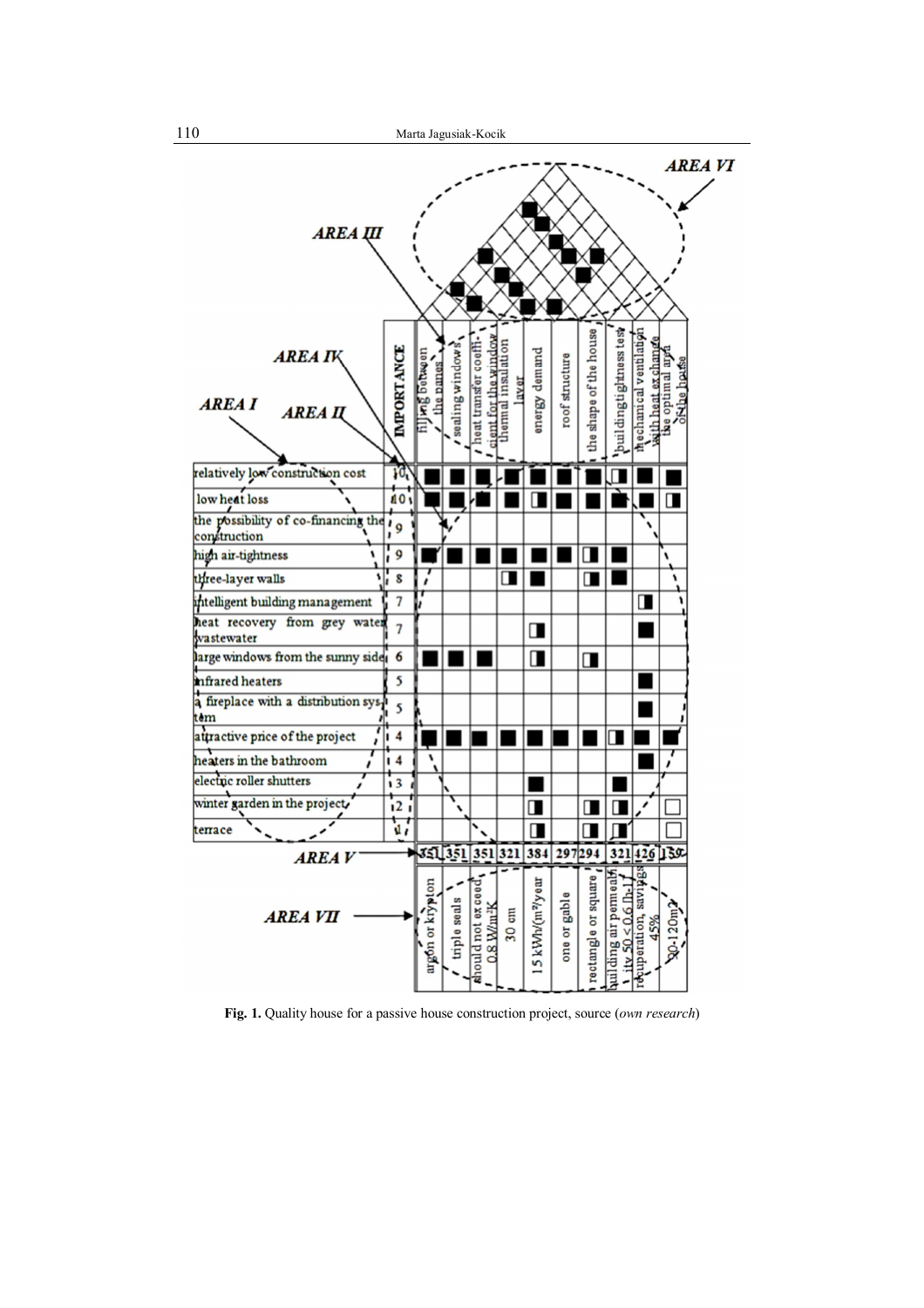| | IMPORTANCE | filling between the panes | sealing windows | heat transfer coefficient for the window | thermal insulation layer | energy demand | roof structure | the shape of the house | building tightness test | mechanical ventilation with heat exchange | the optimal area of the house |
|---|---|---|---|---|---|---|---|---|---|---|---|
| relatively low construction cost | 10 | ■ | ■ | ■ | ■ | ■ | ■ | ■ | ◧ | ■ | ■ |
| low heat loss | 10 | ■ | ■ | ■ | ■ | ◧ | ■ | ■ | ■ | ■ | ◧ |
| the possibility of co-financing the construction | 9 | | | | | | | | | | |
| high air-tightness | 9 | ■ | ■ | ■ | ■ | ■ | ■ | ◧ | ■ | | |
| three-layer walls | 8 | | | | ◧ | ■ | | ◧ | ■ | | |
| intelligent building management | 7 | | | | | | | | | ◧ | |
| heat recovery from grey water wastewater | 7 | | | | | ◧ | | | | ■ | |
| large windows from the sunny side | 6 | ■ | ■ | ■ | | ◧ | | ◧ | | | |
| infrared heaters | 5 | | | | | | | | | ■ | |
| a fireplace with a distribution system | 5 | | | | | | | | | ■ | |
| attractive price of the project | 4 | ■ | ■ | ■ | ■ | ■ | ■ | ■ | ◧ | ■ | ■ |
| heaters in the bathroom | 4 | | | | | | | | | ■ | |
| electric roller shutters | 3 | | | | | ■ | | | ■ | | |
| winter garden in the project | 2 | | | | | ◧ | | ◧ | ◧ | | □ |
| terrace | 1 | | | | | ◧ | | ◧ | ◧ | | □ |
| **AREA V** | | 351 | 351 | 351 | 321 | 384 | 297 | 294 | 321 | 426 | 159 |
| **AREA VII** | | argon or krypton | triple seals | should not exceed 0.8 W/m²K | 30 cm | 15 kWh/(m²/year) | one or gable | rectangle or square | building air permeability 50 < 0.6 [h-1] | recuperation, savings 45% | 90-120m² |

**Fig. 1.** Quality house for a passive house construction project, source (*own research*)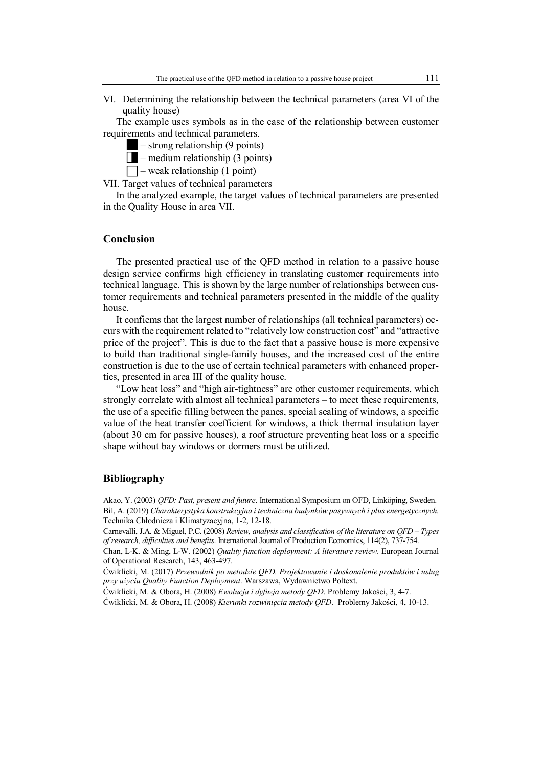VI. Determining the relationship between the technical parameters (area VI of the quality house)

The example uses symbols as in the case of the relationship between customer requirements and technical parameters.

■ – strong relationship (9 points)

◧ – medium relationship (3 points)

□ – weak relationship (1 point)

VII. Target values of technical parameters

In the analyzed example, the target values of technical parameters are presented in the Quality House in area VII.

## Conclusion

The presented practical use of the QFD method in relation to a passive house design service confirms high efficiency in translating customer requirements into technical language. This is shown by the large number of relationships between customer requirements and technical parameters presented in the middle of the quality house.

It confiems that the largest number of relationships (all technical parameters) occurs with the requirement related to "relatively low construction cost" and "attractive price of the project". This is due to the fact that a passive house is more expensive to build than traditional single-family houses, and the increased cost of the entire construction is due to the use of certain technical parameters with enhanced properties, presented in area III of the quality house.

"Low heat loss" and "high air-tightness" are other customer requirements, which strongly correlate with almost all technical parameters – to meet these requirements, the use of a specific filling between the panes, special sealing of windows, a specific value of the heat transfer coefficient for windows, a thick thermal insulation layer (about 30 cm for passive houses), a roof structure preventing heat loss or a specific shape without bay windows or dormers must be utilized.

## Bibliography

Akao, Y. (2003) *QFD: Past, present and future*. International Symposium on OFD, Linköping, Sweden.

Bil, A. (2019) *Charakterystyka konstrukcyjna i techniczna budynków pasywnych i plus energetycznych.* Technika Chłodnicza i Klimatyzacyjna, 1-2, 12-18.

Carnevalli, J.A. & Miguel, P.C. (2008) *Review, analysis and classification of the literature on QFD – Types of research, difficulties and benefits*. International Journal of Production Economics, 114(2), 737-754.

Chan, L-K. & Ming, L-W. (2002) *Quality function deployment: A literature review*. European Journal of Operational Research, 143, 463-497.

Ćwiklicki, M. (2017) *Przewodnik po metodzie QFD. Projektowanie i doskonalenie produktów i usług przy użyciu Quality Function Deployment*. Warszawa, Wydawnictwo Poltext.

Ćwiklicki, M. & Obora, H. (2008) *Ewolucja i dyfuzja metody QFD*. Problemy Jakości, 3, 4-7.

Ćwiklicki, M. & Obora, H. (2008) *Kierunki rozwinięcia metody QFD*. Problemy Jakości, 4, 10-13.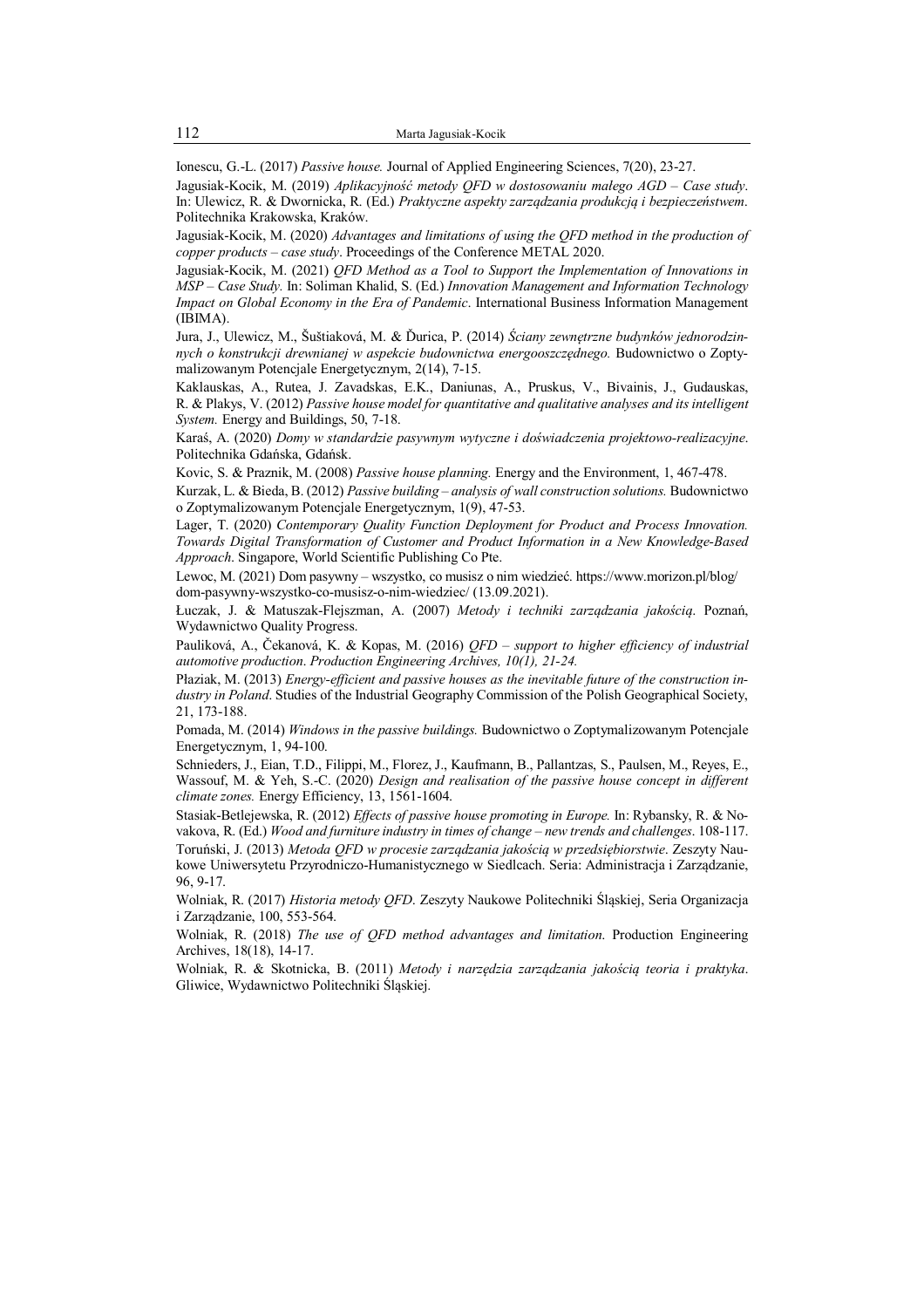Ionescu, G.-L. (2017) *Passive house.* Journal of Applied Engineering Sciences, 7(20), 23-27.

Jagusiak-Kocik, M. (2019) *Aplikacyjność metody QFD w dostosowaniu małego AGD – Case study*. In: Ulewicz, R. & Dwornicka, R. (Ed.) *Praktyczne aspekty zarządzania produkcją i bezpieczeństwem*. Politechnika Krakowska, Kraków.

Jagusiak-Kocik, M. (2020) *Advantages and limitations of using the QFD method in the production of copper products – case study*. Proceedings of the Conference METAL 2020.

Jagusiak-Kocik, M. (2021) *QFD Method as a Tool to Support the Implementation of Innovations in MSP – Case Study.* In: Soliman Khalid, S. (Ed.) *Innovation Management and Information Technology Impact on Global Economy in the Era of Pandemic*. International Business Information Management (IBIMA).

Jura, J., Ulewicz, M., Šuštiaková, M. & Ďurica, P. (2014) *Ściany zewnętrzne budynków jednorodzinnych o konstrukcji drewnianej w aspekcie budownictwa energooszczędnego.* Budownictwo o Zoptymalizowanym Potencjale Energetycznym, 2(14), 7-15.

Kaklauskas, A., Rutea, J. Zavadskas, E.K., Daniunas, A., Pruskus, V., Bivainis, J., Gudauskas, R. & Plakys, V. (2012) *Passive house model for quantitative and qualitative analyses and its intelligent System.* Energy and Buildings, 50, 7-18.

Karaś, A. (2020) *Domy w standardzie pasywnym wytyczne i doświadczenia projektowo-realizacyjne*. Politechnika Gdańska, Gdańsk.

Kovic, S. & Praznik, M. (2008) *Passive house planning.* Energy and the Environment, 1, 467-478.

Kurzak, L. & Bieda, B. (2012) *Passive building – analysis of wall construction solutions.* Budownictwo o Zoptymalizowanym Potencjale Energetycznym, 1(9), 47-53.

Lager, T. (2020) *Contemporary Quality Function Deployment for Product and Process Innovation. Towards Digital Transformation of Customer and Product Information in a New Knowledge-Based Approach*. Singapore, World Scientific Publishing Co Pte.

Lewoc, M. (2021) Dom pasywny – wszystko, co musisz o nim wiedzieć. https://www.morizon.pl/blog/dom-pasywny-wszystko-co-musisz-o-nim-wiedziec/ (13.09.2021).

Łuczak, J. & Matuszak-Flejszman, A. (2007) *Metody i techniki zarządzania jakością*. Poznań, Wydawnictwo Quality Progress.

Pauliková, A., Čekanová, K. & Kopas, M. (2016) *QFD – support to higher efficiency of industrial automotive production. Production Engineering Archives, 10(1), 21-24.*

Płaziak, M. (2013) *Energy-efficient and passive houses as the inevitable future of the construction industry in Poland*. Studies of the Industrial Geography Commission of the Polish Geographical Society, 21, 173-188.

Pomada, M. (2014) *Windows in the passive buildings.* Budownictwo o Zoptymalizowanym Potencjale Energetycznym, 1, 94-100.

Schnieders, J., Eian, T.D., Filippi, M., Florez, J., Kaufmann, B., Pallantzas, S., Paulsen, M., Reyes, E., Wassouf, M. & Yeh, S.-C. (2020) *Design and realisation of the passive house concept in different climate zones.* Energy Efficiency, 13, 1561-1604.

Stasiak-Betlejewska, R. (2012) *Effects of passive house promoting in Europe.* In: Rybansky, R. & Novakova, R. (Ed.) *Wood and furniture industry in times of change – new trends and challenges*. 108-117.

Toruński, J. (2013) *Metoda QFD w procesie zarządzania jakością w przedsiębiorstwie*. Zeszyty Naukowe Uniwersytetu Przyrodniczo-Humanistycznego w Siedlcach. Seria: Administracja i Zarządzanie, 96, 9-17.

Wolniak, R. (2017) *Historia metody QFD*. Zeszyty Naukowe Politechniki Śląskiej, Seria Organizacja i Zarządzanie, 100, 553-564.

Wolniak, R. (2018) *The use of QFD method advantages and limitation.* Production Engineering Archives, 18(18), 14-17.

Wolniak, R. & Skotnicka, B. (2011) *Metody i narzędzia zarządzania jakością teoria i praktyka*. Gliwice, Wydawnictwo Politechniki Śląskiej.